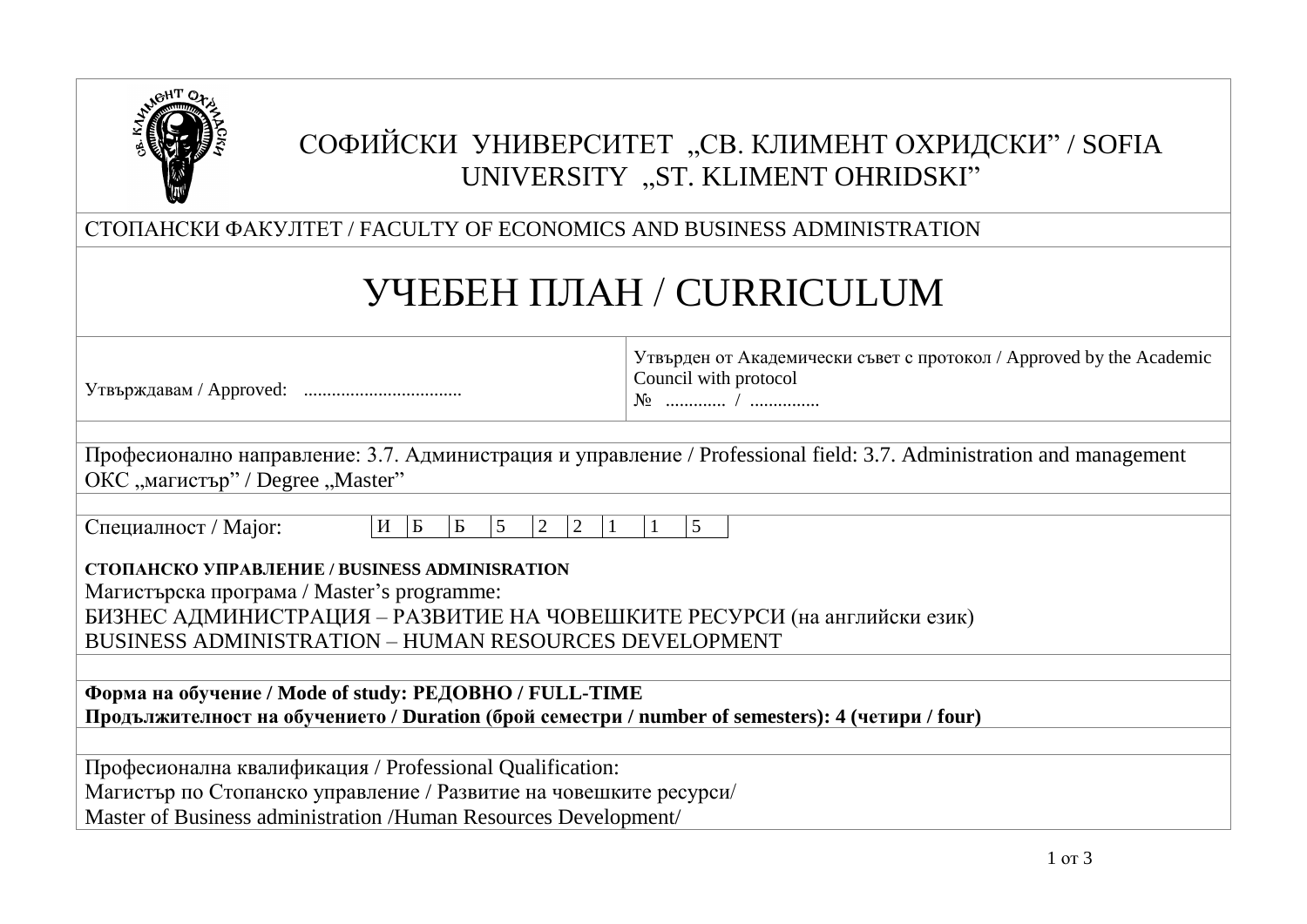# СОФИЙСКИ УНИВЕРСИТЕТ „СВ. КЛИМЕНТ ОХРИДСКИ" / SOFIA UNIVERSITY „ST. KLIMENT OHRIDSKI"

СТОПАНСКИ ФАКУЛТЕТ / FACULTY OF ECONOMICS AND BUSINESS ADMINISTRATION

# УЧЕБЕН ПЛАН / CURRICULUM

| Утвърждавам / Approved: ................................. | Утвърден от Академически съвет с протокол / Approved by the Academic Council with protocol № ............ / .............. |
|---|---|

Професионално направление: 3.7. Администрация и управление / Professional field: 3.7. Administration and management
ОКС „магистър" / Degree „Master"

Специалност / Major:

| И | Б | Б | 5 | 2 | 2 | 1 | 1 | 5 |
|---|---|---|---|---|---|---|---|---|

**СТОПАНСКО УПРАВЛЕНИЕ / BUSINESS ADMINISRATION**

Магистърска програма / Master's programme:
БИЗНЕС АДМИНИСТРАЦИЯ – РАЗВИТИЕ НА ЧОВЕШКИТЕ РЕСУРСИ (на английски език)
BUSINESS ADMINISTRATION – HUMAN RESOURCES DEVELOPMENT

**Форма на обучение / Mode of study: РЕДОВНО / FULL-TIME**
**Продължителност на обучението / Duration (брой семестри / number of semesters): 4 (четири / four)**

Професионална квалификация / Professional Qualification:
Магистър по Стопанско управление / Развитие на човешките ресурси/
Master of Business administration /Human Resources Development/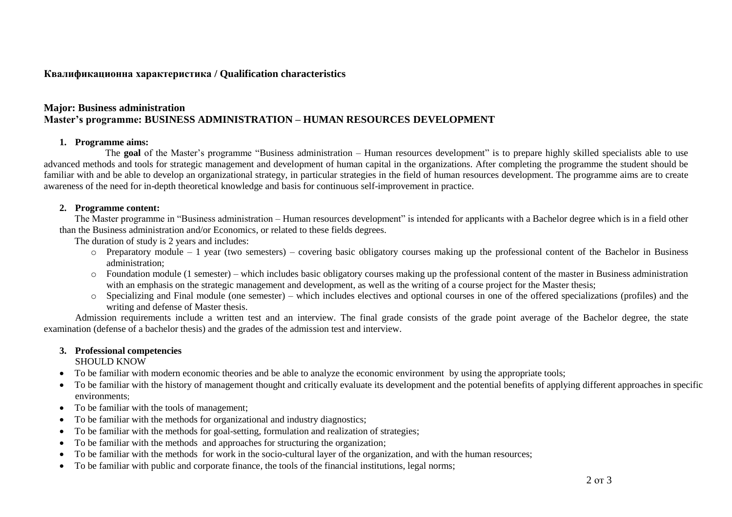**Квалификационна характеристика / Qualification characteristics**

## Major: Business administration
## Master's programme: BUSINESS ADMINISTRATION – HUMAN RESOURCES DEVELOPMENT

### 1. Programme aims:

The **goal** of the Master's programme "Business administration – Human resources development" is to prepare highly skilled specialists able to use advanced methods and tools for strategic management and development of human capital in the organizations. After completing the programme the student should be familiar with and be able to develop an organizational strategy, in particular strategies in the field of human resources development. The programme aims are to create awareness of the need for in-depth theoretical knowledge and basis for continuous self-improvement in practice.

### 2. Programme content:

The Master programme in "Business administration – Human resources development" is intended for applicants with a Bachelor degree which is in a field other than the Business administration and/or Economics, or related to these fields degrees.

The duration of study is 2 years and includes:

- Preparatory module – 1 year (two semesters) – covering basic obligatory courses making up the professional content of the Bachelor in Business administration;
- Foundation module (1 semester) – which includes basic obligatory courses making up the professional content of the master in Business administration with an emphasis on the strategic management and development, as well as the writing of a course project for the Master thesis;
- Specializing and Final module (one semester) – which includes electives and optional courses in one of the offered specializations (profiles) and the writing and defense of Master thesis.

Admission requirements include a written test and an interview. The final grade consists of the grade point average of the Bachelor degree, the state examination (defense of a bachelor thesis) and the grades of the admission test and interview.

### 3. Professional competencies

SHOULD KNOW

- To be familiar with modern economic theories and be able to analyze the economic environment by using the appropriate tools;
- To be familiar with the history of management thought and critically evaluate its development and the potential benefits of applying different approaches in specific environments;
- To be familiar with the tools of management;
- To be familiar with the methods for organizational and industry diagnostics;
- To be familiar with the methods for goal-setting, formulation and realization of strategies;
- To be familiar with the methods and approaches for structuring the organization;
- To be familiar with the methods for work in the socio-cultural layer of the organization, and with the human resources;
- To be familiar with public and corporate finance, the tools of the financial institutions, legal norms;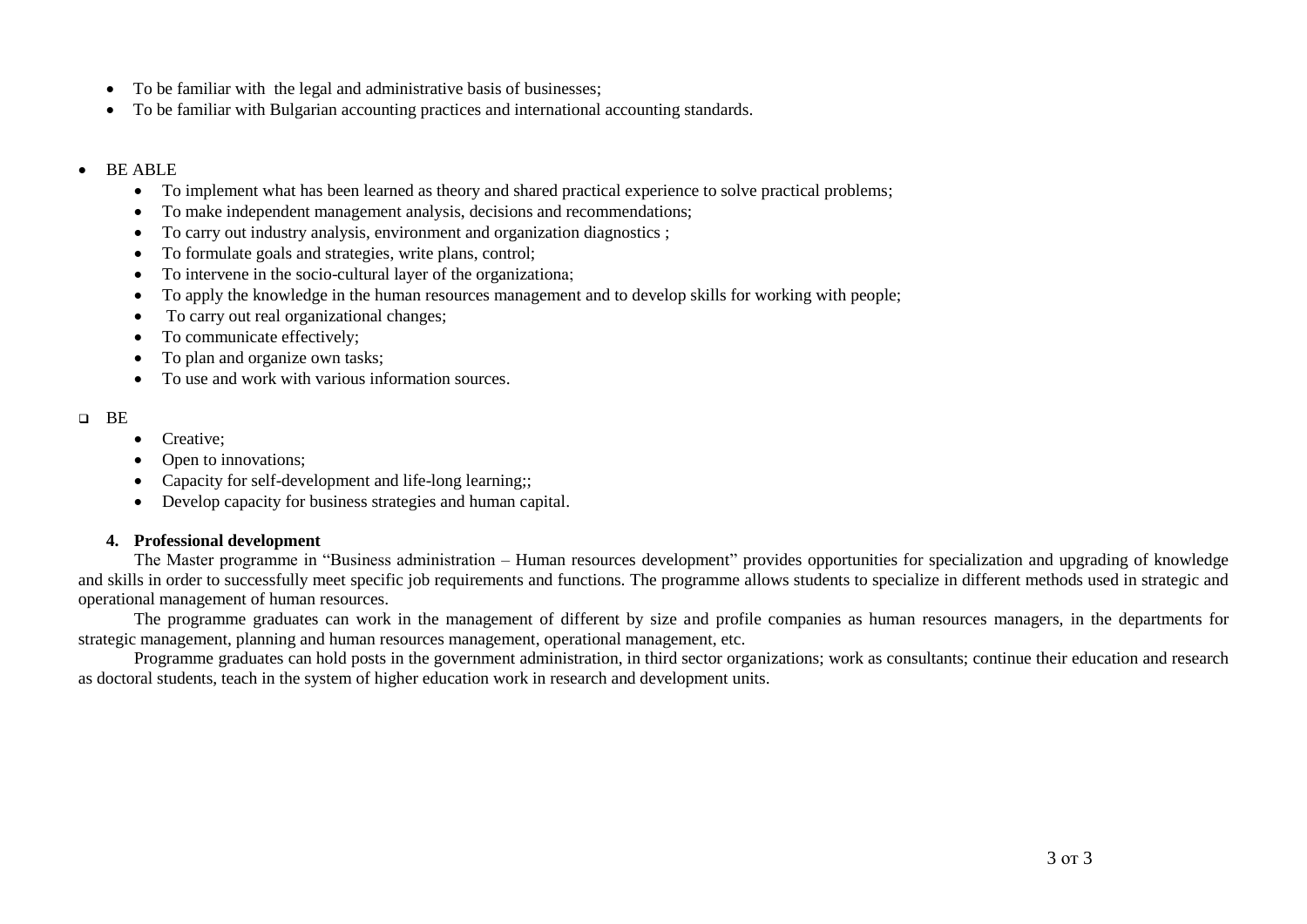- To be familiar with the legal and administrative basis of businesses;
- To be familiar with Bulgarian accounting practices and international accounting standards.

- BE ABLE
  - To implement what has been learned as theory and shared practical experience to solve practical problems;
  - To make independent management analysis, decisions and recommendations;
  - To carry out industry analysis, environment and organization diagnostics ;
  - To formulate goals and strategies, write plans, control;
  - To intervene in the socio-cultural layer of the organizationa;
  - To apply the knowledge in the human resources management and to develop skills for working with people;
  - To carry out real organizational changes;
  - To communicate effectively;
  - To plan and organize own tasks;
  - To use and work with various information sources.

- BE
  - Creative;
  - Open to innovations;
  - Capacity for self-development and life-long learning;;
  - Develop capacity for business strategies and human capital.

**4. Professional development**

The Master programme in "Business administration – Human resources development" provides opportunities for specialization and upgrading of knowledge and skills in order to successfully meet specific job requirements and functions. The programme allows students to specialize in different methods used in strategic and operational management of human resources.

The programme graduates can work in the management of different by size and profile companies as human resources managers, in the departments for strategic management, planning and human resources management, operational management, etc.

Programme graduates can hold posts in the government administration, in third sector organizations; work as consultants; continue their education and research as doctoral students, teach in the system of higher education work in research and development units.